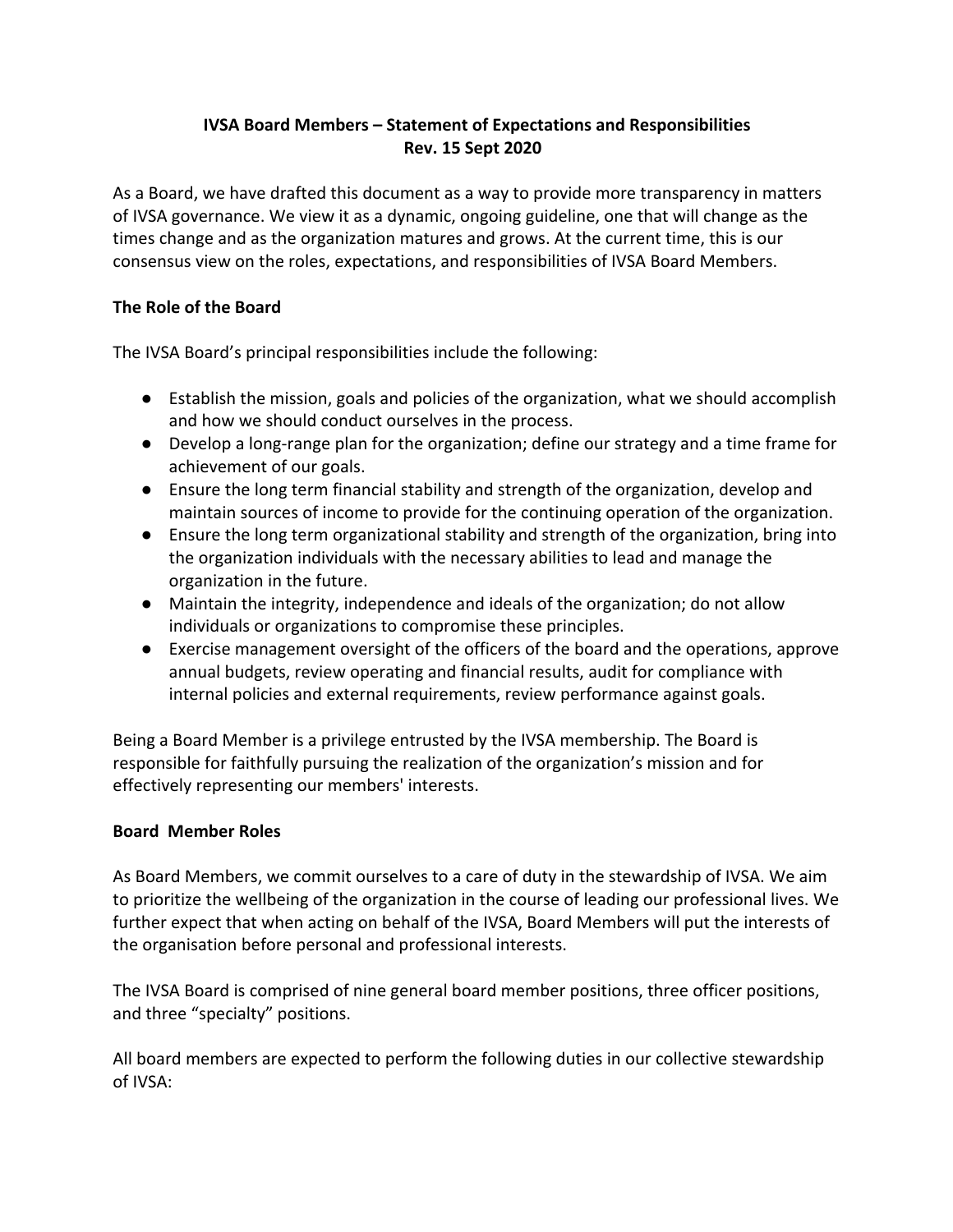# IVSA Board Members – Statement of Expectations and Responsibilities
**Rev. 15 Sept 2020**

As a Board, we have drafted this document as a way to provide more transparency in matters of IVSA governance. We view it as a dynamic, ongoing guideline, one that will change as the times change and as the organization matures and grows. At the current time, this is our consensus view on the roles, expectations, and responsibilities of IVSA Board Members.

## The Role of the Board

The IVSA Board's principal responsibilities include the following:

- Establish the mission, goals and policies of the organization, what we should accomplish and how we should conduct ourselves in the process.
- Develop a long-range plan for the organization; define our strategy and a time frame for achievement of our goals.
- Ensure the long term financial stability and strength of the organization, develop and maintain sources of income to provide for the continuing operation of the organization.
- Ensure the long term organizational stability and strength of the organization, bring into the organization individuals with the necessary abilities to lead and manage the organization in the future.
- Maintain the integrity, independence and ideals of the organization; do not allow individuals or organizations to compromise these principles.
- Exercise management oversight of the officers of the board and the operations, approve annual budgets, review operating and financial results, audit for compliance with internal policies and external requirements, review performance against goals.

Being a Board Member is a privilege entrusted by the IVSA membership. The Board is responsible for faithfully pursuing the realization of the organization's mission and for effectively representing our members' interests.

## Board Member Roles

As Board Members, we commit ourselves to a care of duty in the stewardship of IVSA. We aim to prioritize the wellbeing of the organization in the course of leading our professional lives. We further expect that when acting on behalf of the IVSA, Board Members will put the interests of the organisation before personal and professional interests.

The IVSA Board is comprised of nine general board member positions, three officer positions, and three "specialty" positions.

All board members are expected to perform the following duties in our collective stewardship of IVSA: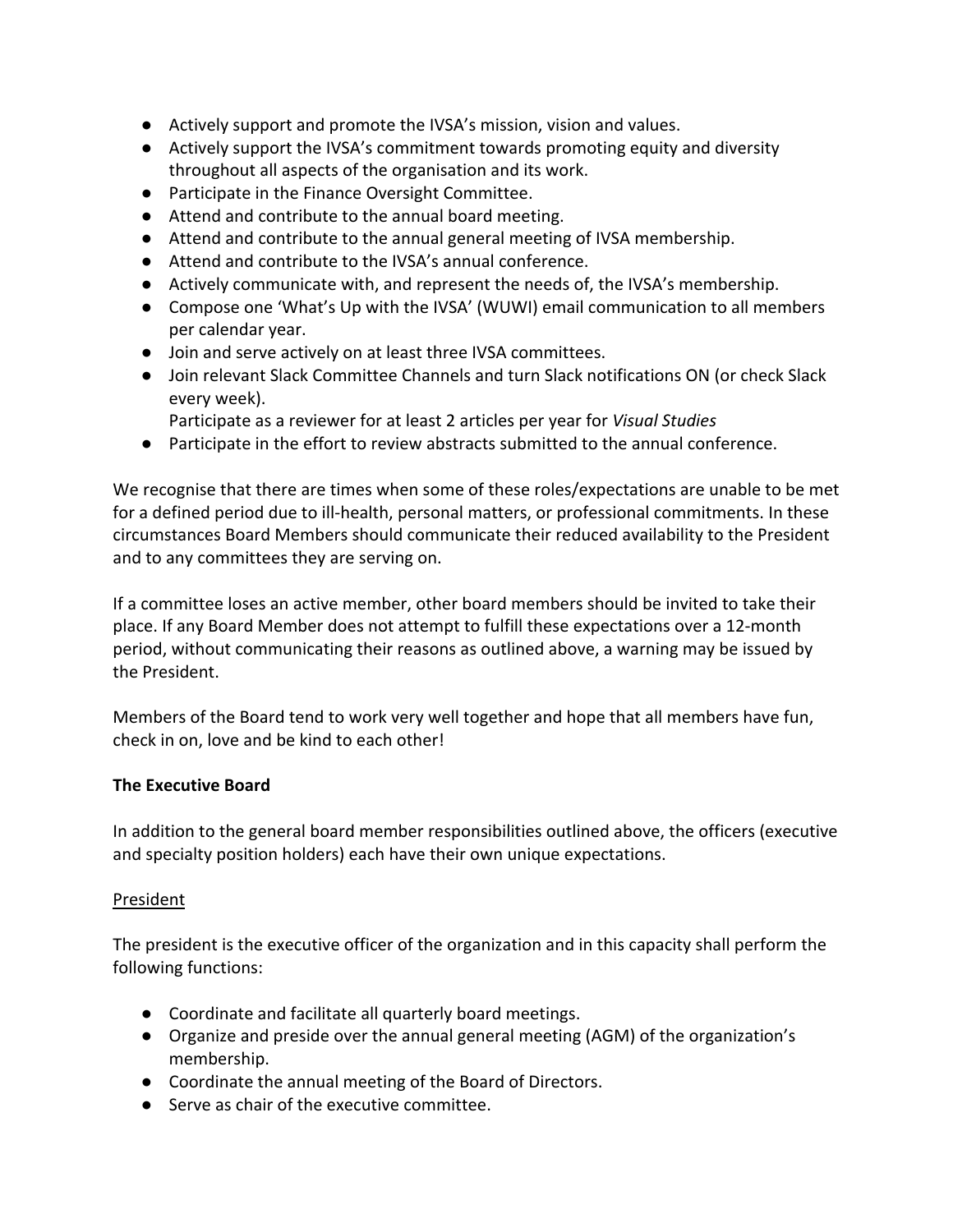- Actively support and promote the IVSA's mission, vision and values.
- Actively support the IVSA's commitment towards promoting equity and diversity throughout all aspects of the organisation and its work.
- Participate in the Finance Oversight Committee.
- Attend and contribute to the annual board meeting.
- Attend and contribute to the annual general meeting of IVSA membership.
- Attend and contribute to the IVSA's annual conference.
- Actively communicate with, and represent the needs of, the IVSA's membership.
- Compose one 'What's Up with the IVSA' (WUWI) email communication to all members per calendar year.
- Join and serve actively on at least three IVSA committees.
- Join relevant Slack Committee Channels and turn Slack notifications ON (or check Slack every week).
  Participate as a reviewer for at least 2 articles per year for *Visual Studies*
- Participate in the effort to review abstracts submitted to the annual conference.

We recognise that there are times when some of these roles/expectations are unable to be met for a defined period due to ill-health, personal matters, or professional commitments. In these circumstances Board Members should communicate their reduced availability to the President and to any committees they are serving on.

If a committee loses an active member, other board members should be invited to take their place. If any Board Member does not attempt to fulfill these expectations over a 12-month period, without communicating their reasons as outlined above, a warning may be issued by the President.

Members of the Board tend to work very well together and hope that all members have fun, check in on, love and be kind to each other!

**The Executive Board**

In addition to the general board member responsibilities outlined above, the officers (executive and specialty position holders) each have their own unique expectations.

<u>President</u>

The president is the executive officer of the organization and in this capacity shall perform the following functions:

- Coordinate and facilitate all quarterly board meetings.
- Organize and preside over the annual general meeting (AGM) of the organization's membership.
- Coordinate the annual meeting of the Board of Directors.
- Serve as chair of the executive committee.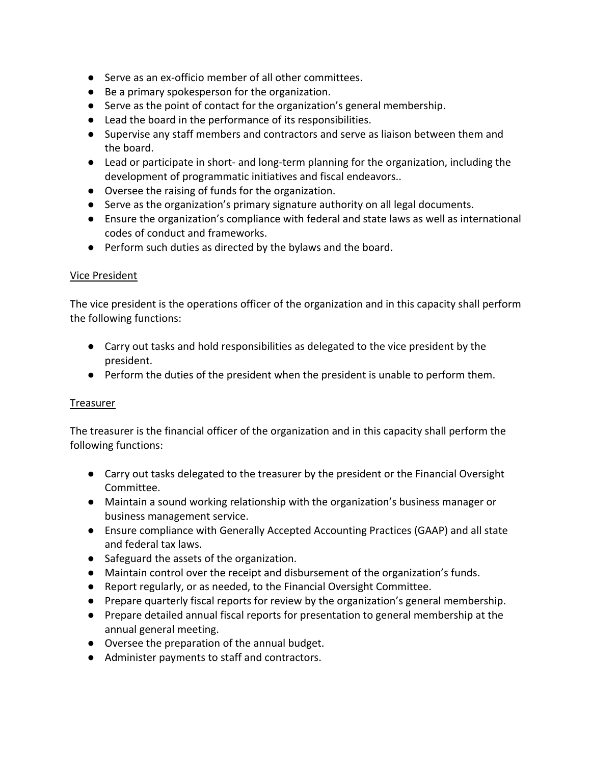- Serve as an ex-officio member of all other committees.
- Be a primary spokesperson for the organization.
- Serve as the point of contact for the organization's general membership.
- Lead the board in the performance of its responsibilities.
- Supervise any staff members and contractors and serve as liaison between them and the board.
- Lead or participate in short- and long-term planning for the organization, including the development of programmatic initiatives and fiscal endeavors..
- Oversee the raising of funds for the organization.
- Serve as the organization's primary signature authority on all legal documents.
- Ensure the organization's compliance with federal and state laws as well as international codes of conduct and frameworks.
- Perform such duties as directed by the bylaws and the board.

<u>Vice President</u>

The vice president is the operations officer of the organization and in this capacity shall perform the following functions:

- Carry out tasks and hold responsibilities as delegated to the vice president by the president.
- Perform the duties of the president when the president is unable to perform them.

<u>Treasurer</u>

The treasurer is the financial officer of the organization and in this capacity shall perform the following functions:

- Carry out tasks delegated to the treasurer by the president or the Financial Oversight Committee.
- Maintain a sound working relationship with the organization's business manager or business management service.
- Ensure compliance with Generally Accepted Accounting Practices (GAAP) and all state and federal tax laws.
- Safeguard the assets of the organization.
- Maintain control over the receipt and disbursement of the organization's funds.
- Report regularly, or as needed, to the Financial Oversight Committee.
- Prepare quarterly fiscal reports for review by the organization's general membership.
- Prepare detailed annual fiscal reports for presentation to general membership at the annual general meeting.
- Oversee the preparation of the annual budget.
- Administer payments to staff and contractors.